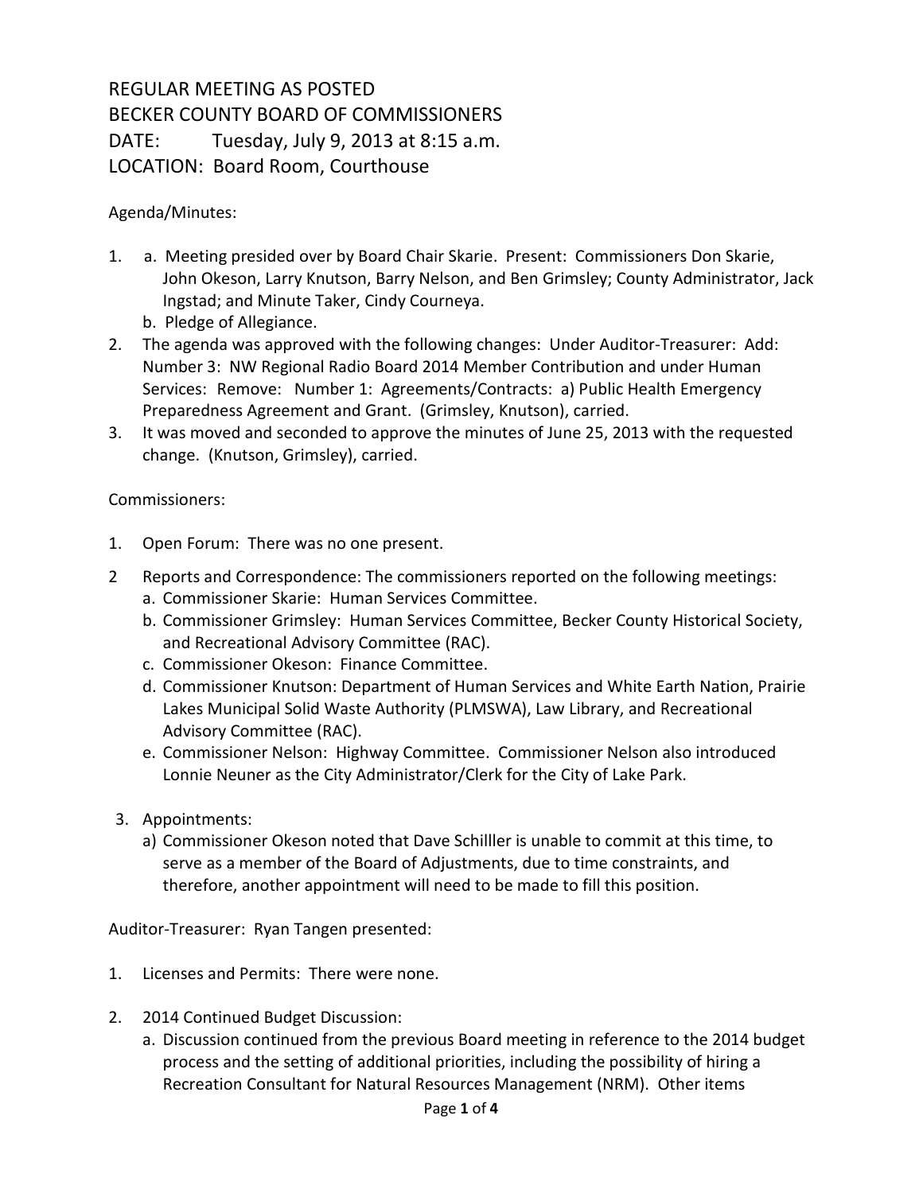REGULAR MEETING AS POSTED
BECKER COUNTY BOARD OF COMMISSIONERS
DATE: Tuesday, July 9, 2013 at 8:15 a.m.
LOCATION: Board Room, Courthouse

Agenda/Minutes:

1. a. Meeting presided over by Board Chair Skarie. Present: Commissioners Don Skarie, John Okeson, Larry Knutson, Barry Nelson, and Ben Grimsley; County Administrator, Jack Ingstad; and Minute Taker, Cindy Courneya.
   b. Pledge of Allegiance.
2. The agenda was approved with the following changes: Under Auditor-Treasurer: Add: Number 3: NW Regional Radio Board 2014 Member Contribution and under Human Services: Remove: Number 1: Agreements/Contracts: a) Public Health Emergency Preparedness Agreement and Grant. (Grimsley, Knutson), carried.
3. It was moved and seconded to approve the minutes of June 25, 2013 with the requested change. (Knutson, Grimsley), carried.

Commissioners:

1. Open Forum: There was no one present.
2. Reports and Correspondence: The commissioners reported on the following meetings:
   a. Commissioner Skarie: Human Services Committee.
   b. Commissioner Grimsley: Human Services Committee, Becker County Historical Society, and Recreational Advisory Committee (RAC).
   c. Commissioner Okeson: Finance Committee.
   d. Commissioner Knutson: Department of Human Services and White Earth Nation, Prairie Lakes Municipal Solid Waste Authority (PLMSWA), Law Library, and Recreational Advisory Committee (RAC).
   e. Commissioner Nelson: Highway Committee. Commissioner Nelson also introduced Lonnie Neuner as the City Administrator/Clerk for the City of Lake Park.
3. Appointments:
   a) Commissioner Okeson noted that Dave Schilller is unable to commit at this time, to serve as a member of the Board of Adjustments, due to time constraints, and therefore, another appointment will need to be made to fill this position.

Auditor-Treasurer: Ryan Tangen presented:

1. Licenses and Permits: There were none.
2. 2014 Continued Budget Discussion:
   a. Discussion continued from the previous Board meeting in reference to the 2014 budget process and the setting of additional priorities, including the possibility of hiring a Recreation Consultant for Natural Resources Management (NRM). Other items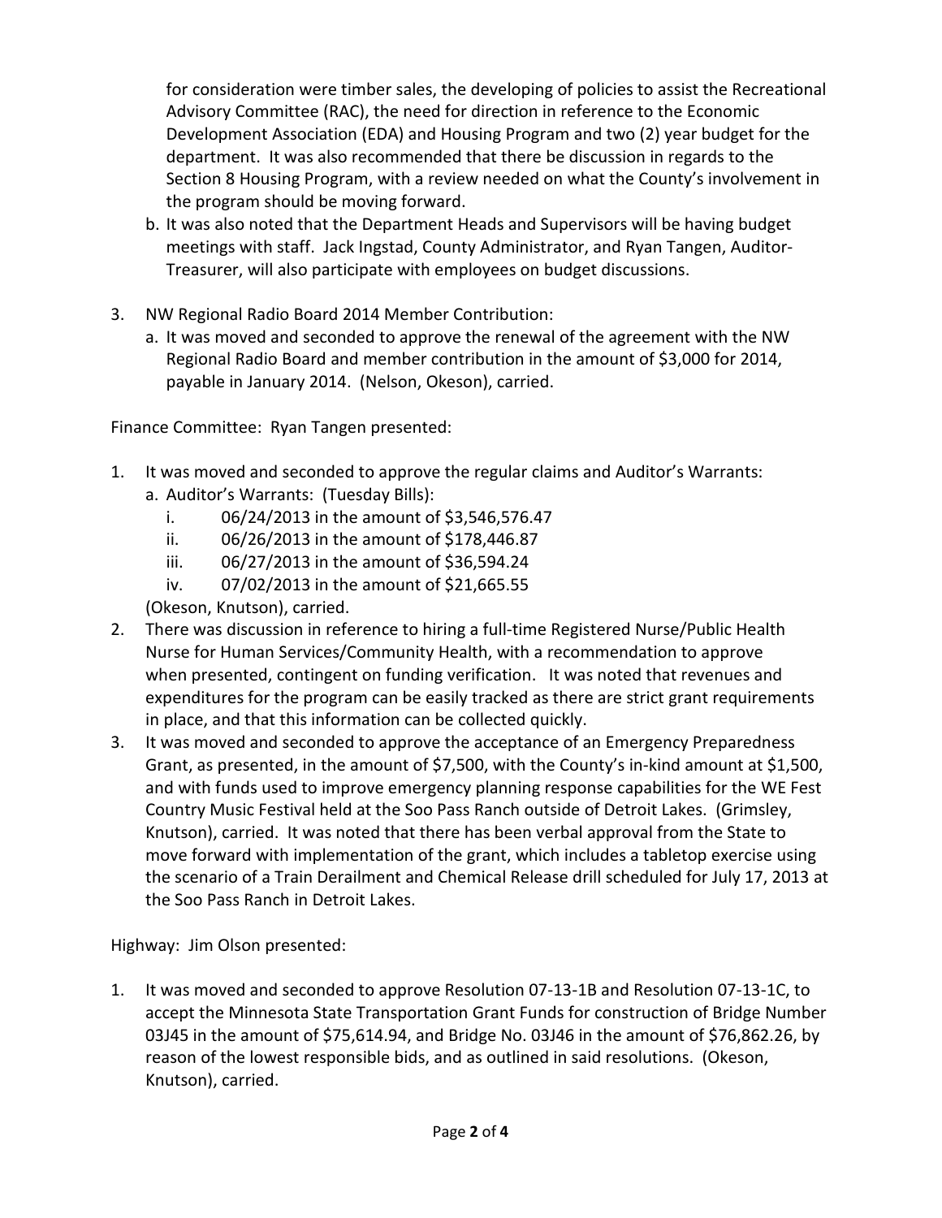for consideration were timber sales, the developing of policies to assist the Recreational Advisory Committee (RAC), the need for direction in reference to the Economic Development Association (EDA) and Housing Program and two (2) year budget for the department. It was also recommended that there be discussion in regards to the Section 8 Housing Program, with a review needed on what the County's involvement in the program should be moving forward.

b. It was also noted that the Department Heads and Supervisors will be having budget meetings with staff. Jack Ingstad, County Administrator, and Ryan Tangen, Auditor-Treasurer, will also participate with employees on budget discussions.

3. NW Regional Radio Board 2014 Member Contribution:
   a. It was moved and seconded to approve the renewal of the agreement with the NW Regional Radio Board and member contribution in the amount of $3,000 for 2014, payable in January 2014. (Nelson, Okeson), carried.

Finance Committee: Ryan Tangen presented:

1. It was moved and seconded to approve the regular claims and Auditor's Warrants:
   a. Auditor's Warrants: (Tuesday Bills):
      i. 06/24/2013 in the amount of $3,546,576.47
      ii. 06/26/2013 in the amount of $178,446.87
      iii. 06/27/2013 in the amount of $36,594.24
      iv. 07/02/2013 in the amount of $21,665.55

   (Okeson, Knutson), carried.
2. There was discussion in reference to hiring a full-time Registered Nurse/Public Health Nurse for Human Services/Community Health, with a recommendation to approve when presented, contingent on funding verification. It was noted that revenues and expenditures for the program can be easily tracked as there are strict grant requirements in place, and that this information can be collected quickly.
3. It was moved and seconded to approve the acceptance of an Emergency Preparedness Grant, as presented, in the amount of $7,500, with the County's in-kind amount at $1,500, and with funds used to improve emergency planning response capabilities for the WE Fest Country Music Festival held at the Soo Pass Ranch outside of Detroit Lakes. (Grimsley, Knutson), carried. It was noted that there has been verbal approval from the State to move forward with implementation of the grant, which includes a tabletop exercise using the scenario of a Train Derailment and Chemical Release drill scheduled for July 17, 2013 at the Soo Pass Ranch in Detroit Lakes.

Highway: Jim Olson presented:

1. It was moved and seconded to approve Resolution 07-13-1B and Resolution 07-13-1C, to accept the Minnesota State Transportation Grant Funds for construction of Bridge Number 03J45 in the amount of $75,614.94, and Bridge No. 03J46 in the amount of $76,862.26, by reason of the lowest responsible bids, and as outlined in said resolutions. (Okeson, Knutson), carried.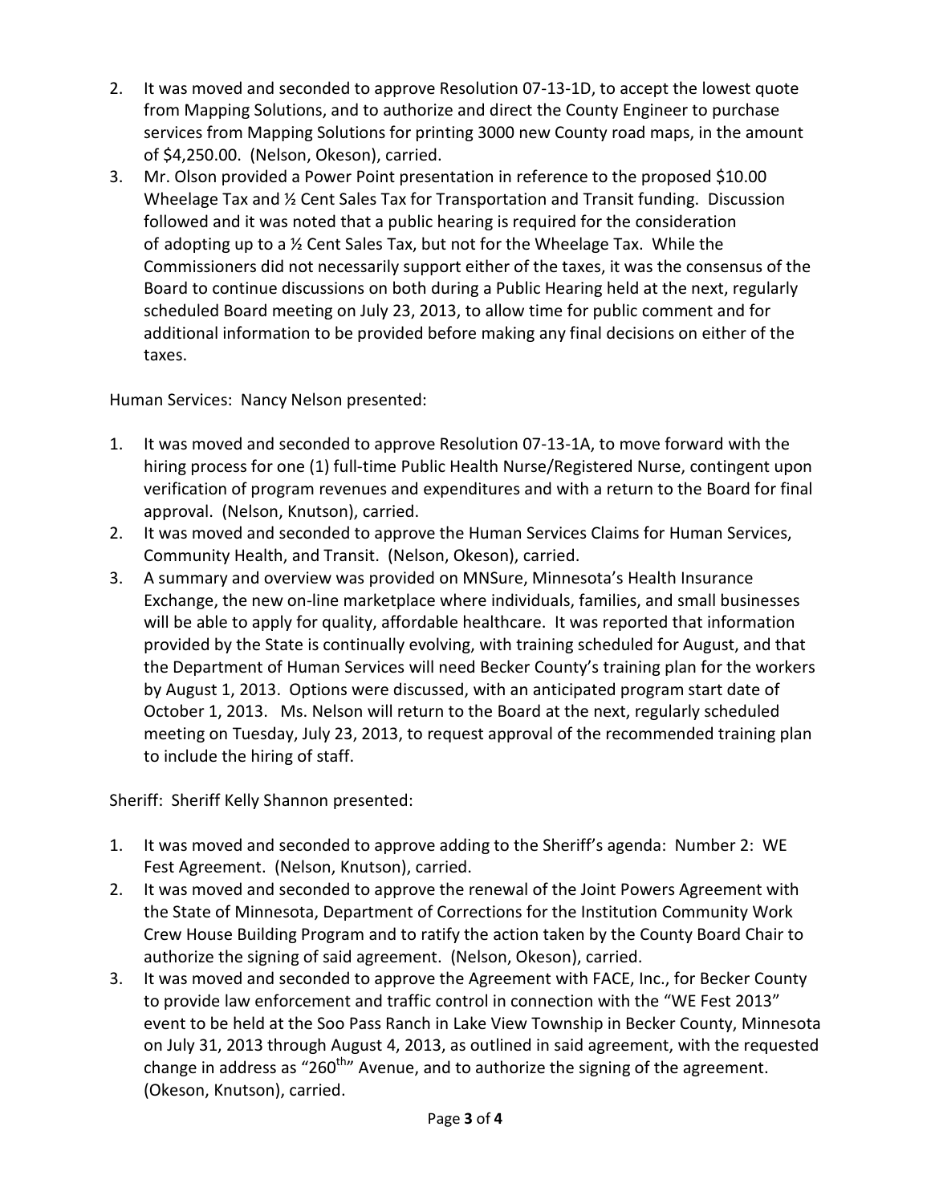2. It was moved and seconded to approve Resolution 07-13-1D, to accept the lowest quote from Mapping Solutions, and to authorize and direct the County Engineer to purchase services from Mapping Solutions for printing 3000 new County road maps, in the amount of $4,250.00. (Nelson, Okeson), carried.
3. Mr. Olson provided a Power Point presentation in reference to the proposed $10.00 Wheelage Tax and ½ Cent Sales Tax for Transportation and Transit funding. Discussion followed and it was noted that a public hearing is required for the consideration of adopting up to a ½ Cent Sales Tax, but not for the Wheelage Tax. While the Commissioners did not necessarily support either of the taxes, it was the consensus of the Board to continue discussions on both during a Public Hearing held at the next, regularly scheduled Board meeting on July 23, 2013, to allow time for public comment and for additional information to be provided before making any final decisions on either of the taxes.

Human Services: Nancy Nelson presented:

1. It was moved and seconded to approve Resolution 07-13-1A, to move forward with the hiring process for one (1) full-time Public Health Nurse/Registered Nurse, contingent upon verification of program revenues and expenditures and with a return to the Board for final approval. (Nelson, Knutson), carried.
2. It was moved and seconded to approve the Human Services Claims for Human Services, Community Health, and Transit. (Nelson, Okeson), carried.
3. A summary and overview was provided on MNSure, Minnesota's Health Insurance Exchange, the new on-line marketplace where individuals, families, and small businesses will be able to apply for quality, affordable healthcare. It was reported that information provided by the State is continually evolving, with training scheduled for August, and that the Department of Human Services will need Becker County's training plan for the workers by August 1, 2013. Options were discussed, with an anticipated program start date of October 1, 2013. Ms. Nelson will return to the Board at the next, regularly scheduled meeting on Tuesday, July 23, 2013, to request approval of the recommended training plan to include the hiring of staff.

Sheriff: Sheriff Kelly Shannon presented:

1. It was moved and seconded to approve adding to the Sheriff's agenda: Number 2: WE Fest Agreement. (Nelson, Knutson), carried.
2. It was moved and seconded to approve the renewal of the Joint Powers Agreement with the State of Minnesota, Department of Corrections for the Institution Community Work Crew House Building Program and to ratify the action taken by the County Board Chair to authorize the signing of said agreement. (Nelson, Okeson), carried.
3. It was moved and seconded to approve the Agreement with FACE, Inc., for Becker County to provide law enforcement and traffic control in connection with the "WE Fest 2013" event to be held at the Soo Pass Ranch in Lake View Township in Becker County, Minnesota on July 31, 2013 through August 4, 2013, as outlined in said agreement, with the requested change in address as "260th" Avenue, and to authorize the signing of the agreement. (Okeson, Knutson), carried.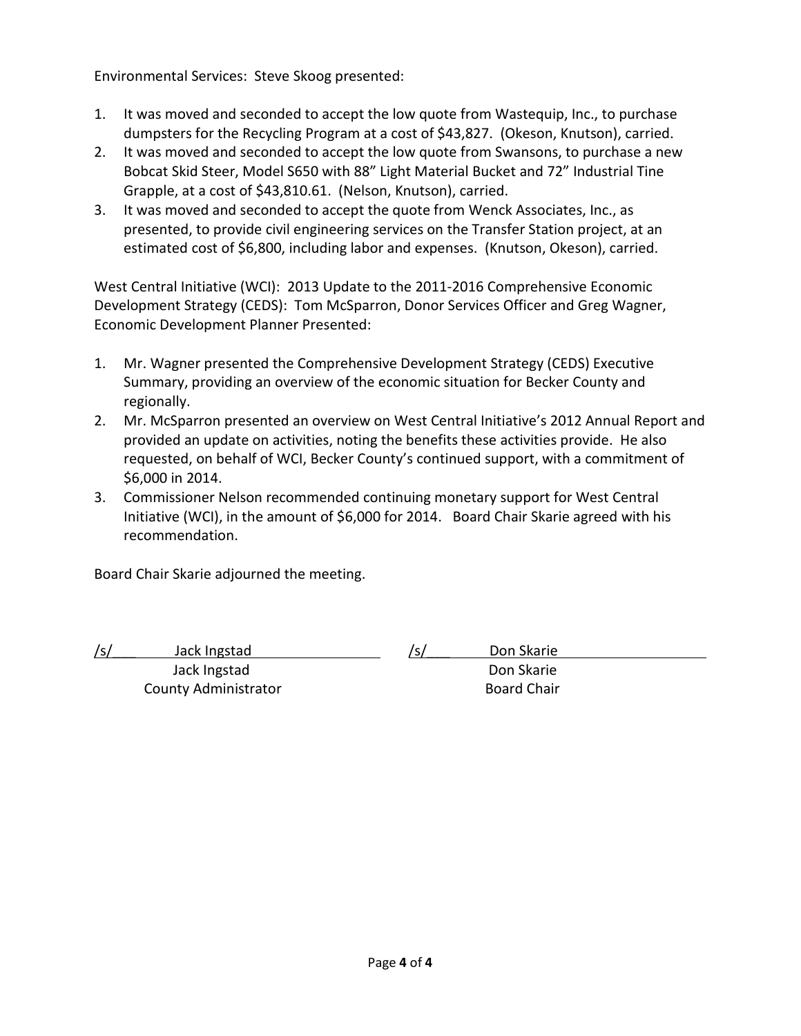Environmental Services: Steve Skoog presented:

1. It was moved and seconded to accept the low quote from Wastequip, Inc., to purchase dumpsters for the Recycling Program at a cost of $43,827. (Okeson, Knutson), carried.
2. It was moved and seconded to accept the low quote from Swansons, to purchase a new Bobcat Skid Steer, Model S650 with 88" Light Material Bucket and 72" Industrial Tine Grapple, at a cost of $43,810.61. (Nelson, Knutson), carried.
3. It was moved and seconded to accept the quote from Wenck Associates, Inc., as presented, to provide civil engineering services on the Transfer Station project, at an estimated cost of $6,800, including labor and expenses. (Knutson, Okeson), carried.

West Central Initiative (WCI): 2013 Update to the 2011-2016 Comprehensive Economic Development Strategy (CEDS): Tom McSparron, Donor Services Officer and Greg Wagner, Economic Development Planner Presented:

1. Mr. Wagner presented the Comprehensive Development Strategy (CEDS) Executive Summary, providing an overview of the economic situation for Becker County and regionally.
2. Mr. McSparron presented an overview on West Central Initiative's 2012 Annual Report and provided an update on activities, noting the benefits these activities provide. He also requested, on behalf of WCI, Becker County's continued support, with a commitment of $6,000 in 2014.
3. Commissioner Nelson recommended continuing monetary support for West Central Initiative (WCI), in the amount of $6,000 for 2014. Board Chair Skarie agreed with his recommendation.

Board Chair Skarie adjourned the meeting.

| | |
|---|---|
| /s/\_\_\_ Jack Ingstad | /s/\_\_\_ Don Skarie |
| Jack Ingstad | Don Skarie |
| County Administrator | Board Chair |